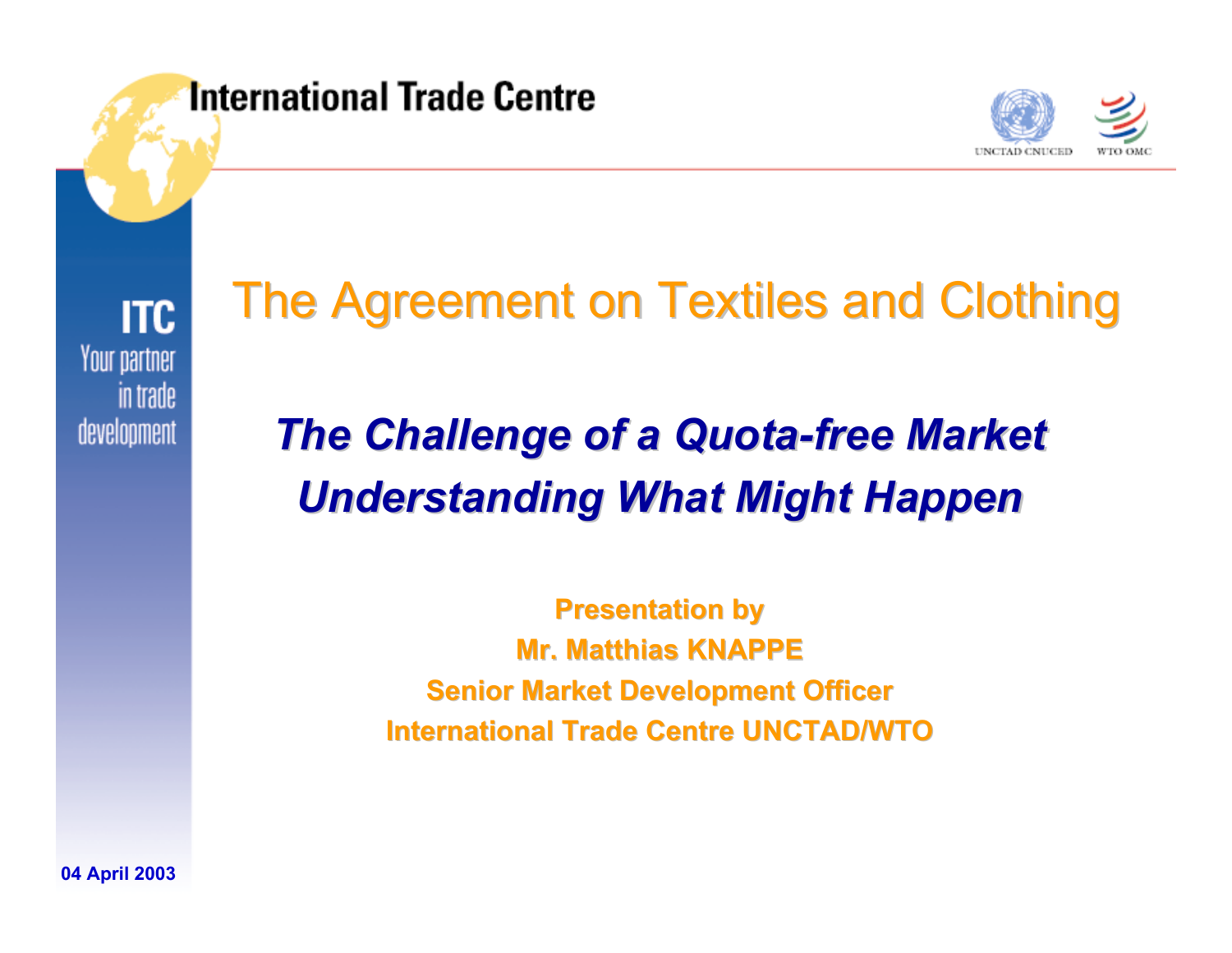International Trade Centre

UNCTAD CNUCED   WTO OMC

ITC
Your partner in trade development

# The Agreement on Textiles and Clothing

## *The Challenge of a Quota-free Market*
## *Understanding What Might Happen*

**Presentation by**
**Mr. Matthias KNAPPE**
**Senior Market Development Officer**
**International Trade Centre UNCTAD/WTO**

**04 April 2003**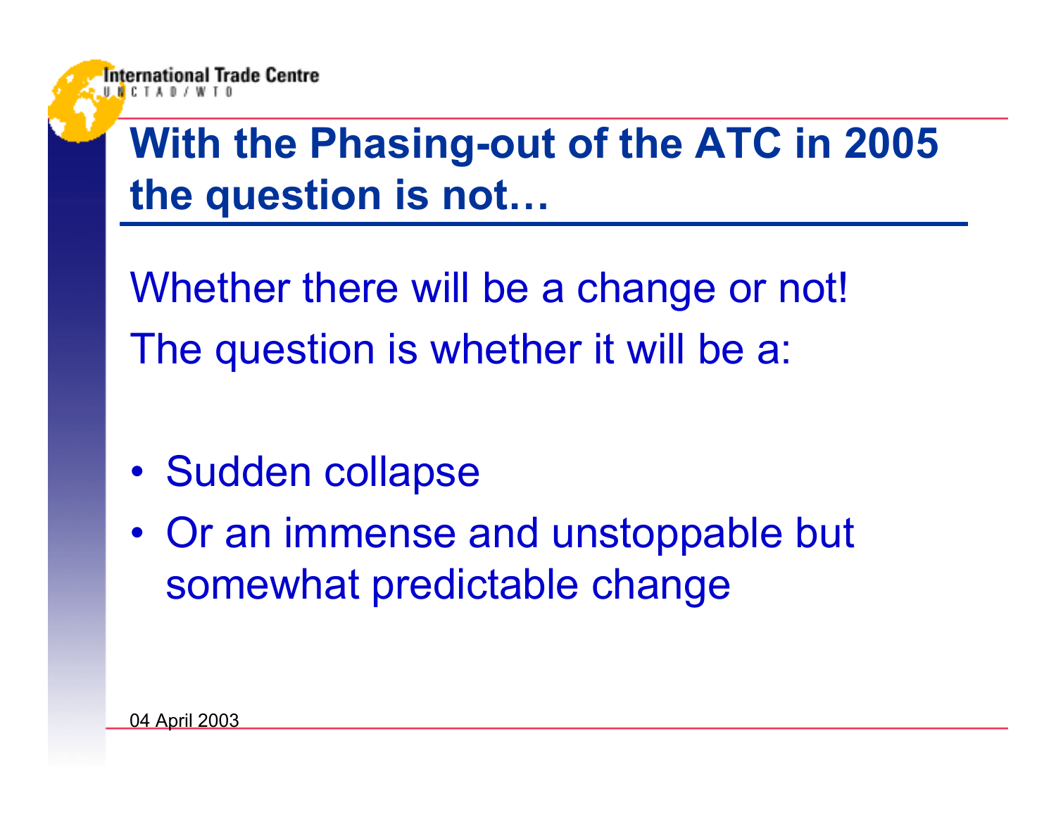## With the Phasing-out of the ATC in 2005 the question is not…

Whether there will be a change or not!

The question is whether it will be a:

- Sudden collapse
- Or an immense and unstoppable but somewhat predictable change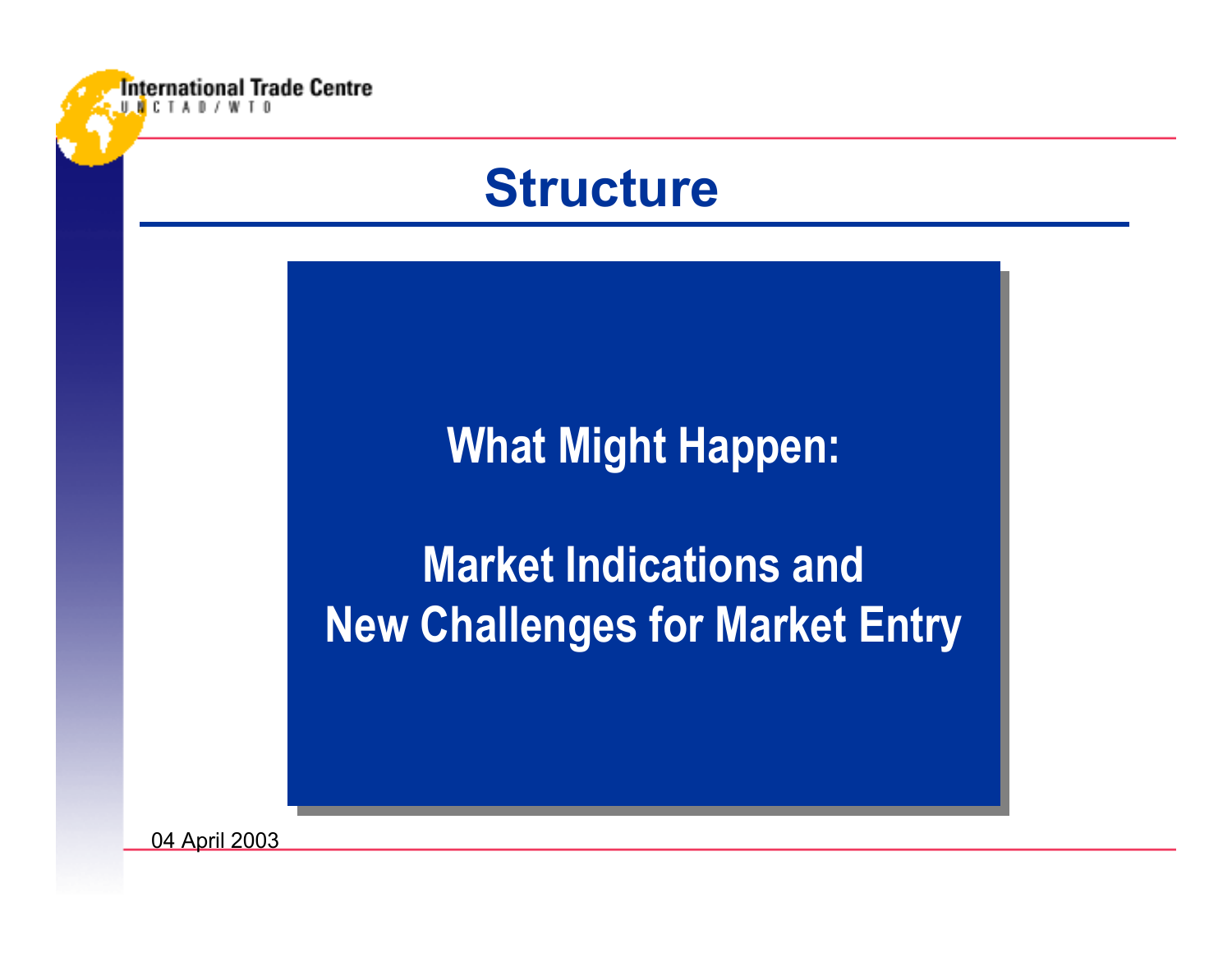# Structure

**What Might Happen:**

**Market Indications and New Challenges for Market Entry**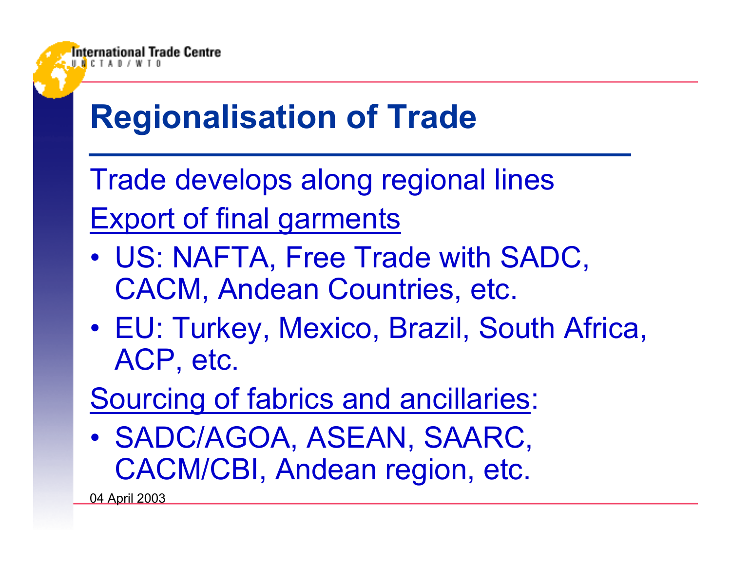# Regionalisation of Trade

Trade develops along regional lines

Export of final garments

- US: NAFTA, Free Trade with SADC, CACM, Andean Countries, etc.
- EU: Turkey, Mexico, Brazil, South Africa, ACP, etc.

Sourcing of fabrics and ancillaries:

- SADC/AGOA, ASEAN, SAARC, CACM/CBI, Andean region, etc.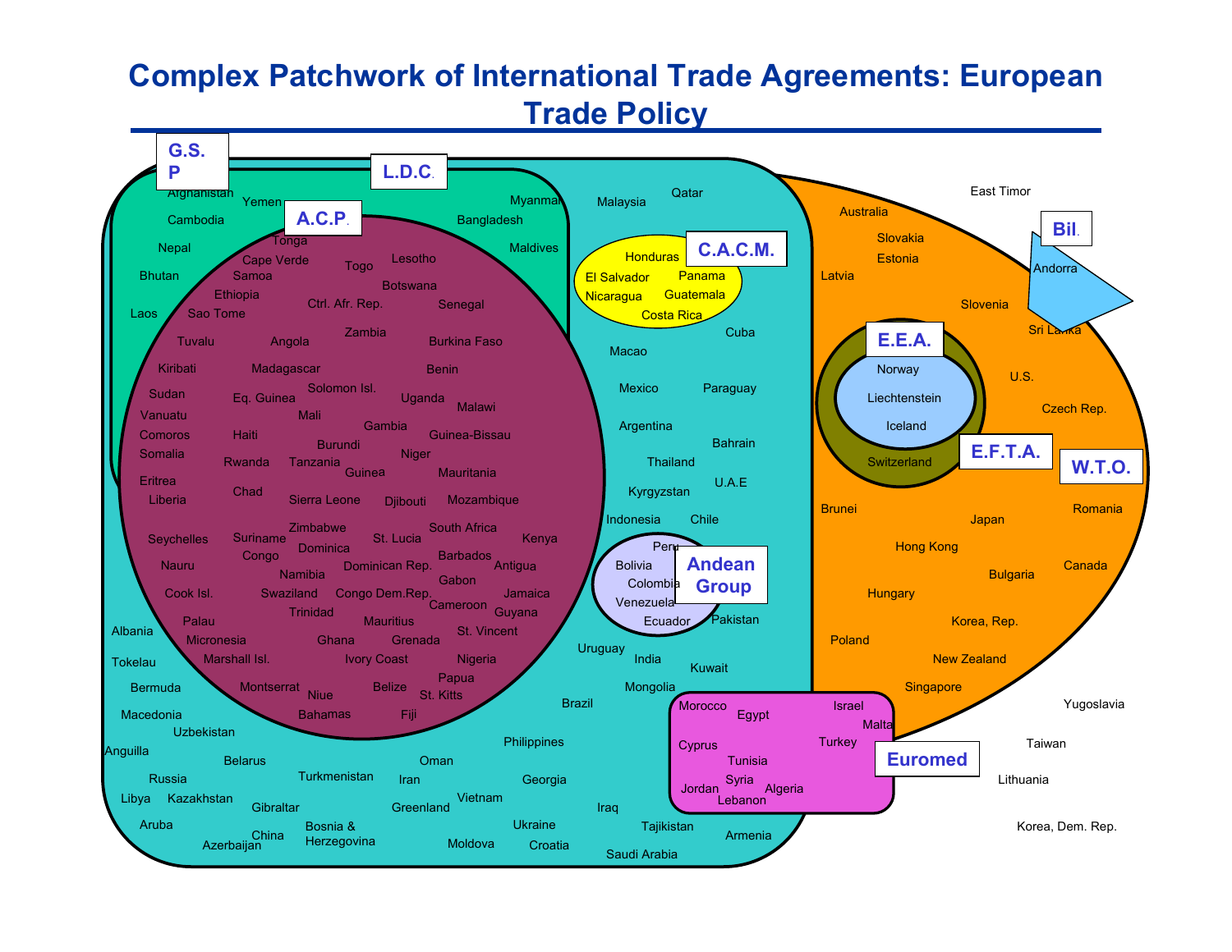# Complex Patchwork of International Trade Agreements: European Trade Policy

**G.S.P**

**L.D.C.**

Afghanistan, Yemen, Cambodia, Nepal, Bhutan, Laos, Tuvalu, Kiribati, Sudan, Vanuatu, Comoros, Somalia, Eritrea, Liberia, Myanmar, Bangladesh, Maldives

**A.C.P.**

Tonga, Cape Verde, Samoa, Ethiopia, Sao Tome, Togo, Lesotho, Botswana, Ctrl. Afr. Rep., Senegal, Angola, Zambia, Burkina Faso, Madagascar, Benin, Solomon Isl., Eq. Guinea, Uganda, Mali, Malawi, Haiti, Gambia, Guinea-Bissau, Burundi, Niger, Rwanda, Tanzania, Guinea, Mauritania, Chad, Sierra Leone, Djibouti, Mozambique, Seychelles, Zimbabwe, South Africa, Suriname, St. Lucia, Kenya, Dominica, Congo, Barbados, Nauru, Namibia, Dominican Rep., Antigua, Gabon, Cook Isl., Swaziland, Congo Dem.Rep., Jamaica, Cameroon, Trinidad, Guyana, Palau, Mauritius, St. Vincent, Micronesia, Ghana, Grenada, Marshall Isl., Ivory Coast, Nigeria, Papua, Montserrat, Belize, Niue, St. Kitts, Bahamas, Fiji

**C.A.C.M.**

Honduras, El Salvador, Panama, Nicaragua, Guatemala, Costa Rica

**Andean Group**

Peru, Bolivia, Colombia, Venezuela, Ecuador

Malaysia, Qatar, Macao, Cuba, Mexico, Paraguay, Argentina, Thailand, Bahrain, Kyrgyzstan, U.A.E, Indonesia, Chile, Pakistan, Uruguay, India, Kuwait, Mongolia, Brazil, Albania, Tokelau, Bermuda, Macedonia, Uzbekistan, Anguilla, Belarus, Russia, Libya, Kazakhstan, Aruba, Azerbaijan, China, Gibraltar, Turkmenistan, Bosnia & Herzegovina, Oman, Iran, Greenland, Vietnam, Moldova, Philippines, Georgia, Ukraine, Croatia, Iraq, Tajikistan, Saudi Arabia, Armenia

**Euromed**

Morocco, Egypt, Israel, Malta, Cyprus, Tunisia, Turkey, Syria, Jordan, Algeria, Lebanon

**W.T.O.**

Australia, Slovakia, Estonia, Latvia, Slovenia, U.S., Czech Rep., Brunei, Japan, Romania, Hong Kong, Bulgaria, Canada, Hungary, Korea, Rep., Poland, New Zealand, Singapore

**E.F.T.A.**

Switzerland

**E.E.A.**

Norway, Liechtenstein, Iceland

**Bil.**

Andorra, Sri Lanka

East Timor, Yugoslavia, Taiwan, Lithuania, Korea, Dem. Rep.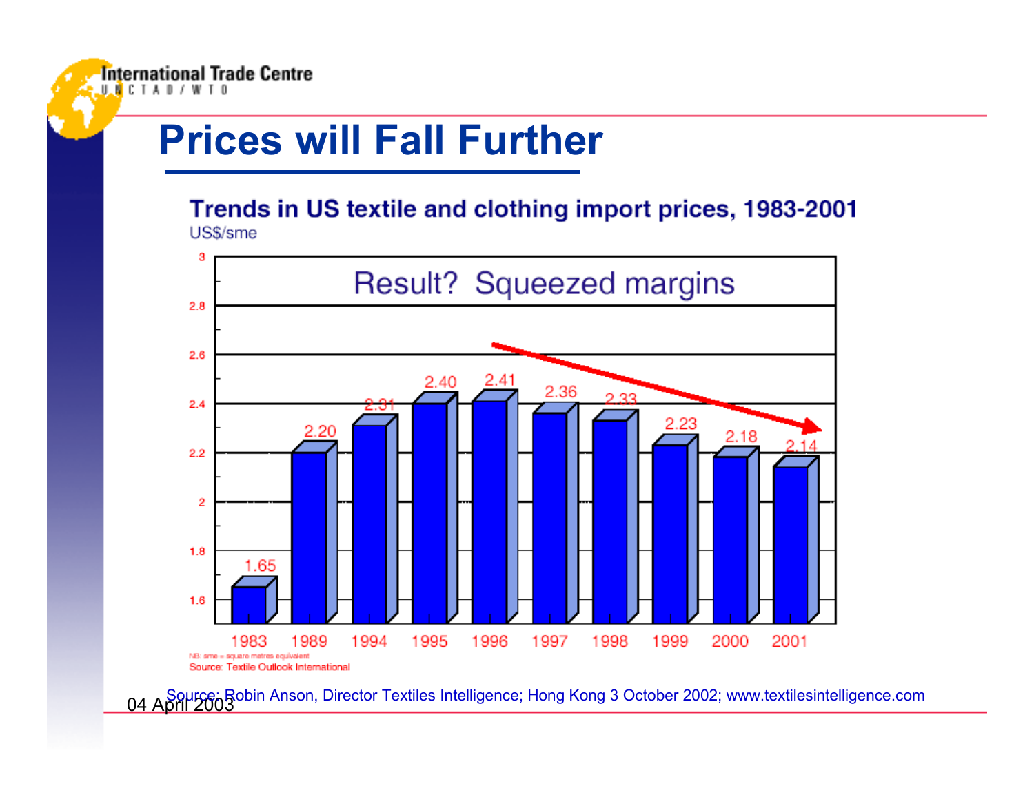# Prices will Fall Further

**Trends in US textile and clothing import prices, 1983-2001**

US$/sme

Result? Squeezed margins

| Year | US$/sme |
|---|---|
| 1983 | 1.65 |
| 1989 | 2.20 |
| 1994 | 2.31 |
| 1995 | 2.40 |
| 1996 | 2.41 |
| 1997 | 2.36 |
| 1998 | 2.33 |
| 1999 | 2.23 |
| 2000 | 2.18 |
| 2001 | 2.14 |

NB: sme = square metres equivalent

Source: Textile Outlook International

Source: Robin Anson, Director Textiles Intelligence; Hong Kong 3 October 2002; www.textilesintelligence.com

04 April 2003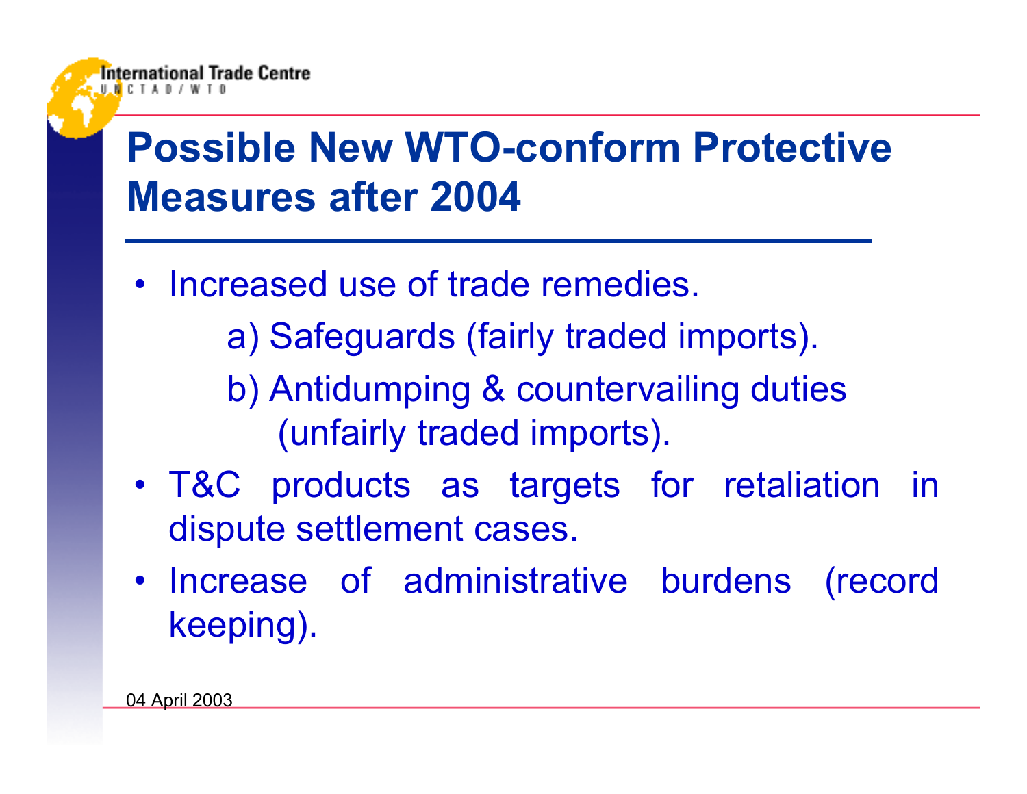# Possible New WTO-conform Protective Measures after 2004

- Increased use of trade remedies.
  - a) Safeguards (fairly traded imports).
  - b) Antidumping & countervailing duties (unfairly traded imports).
- T&C products as targets for retaliation in dispute settlement cases.
- Increase of administrative burdens (record keeping).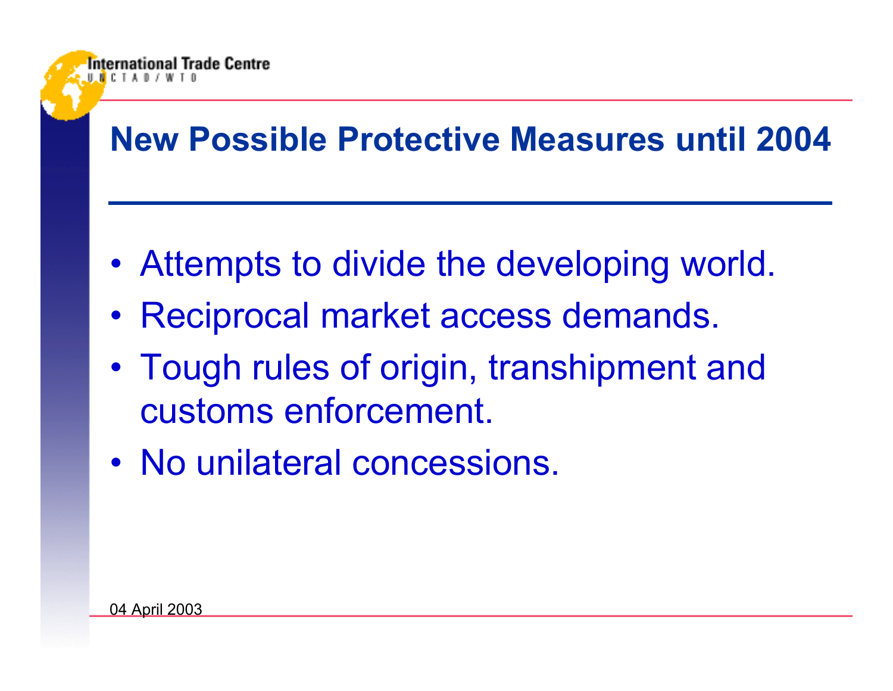## New Possible Protective Measures until 2004

- Attempts to divide the developing world.
- Reciprocal market access demands.
- Tough rules of origin, transhipment and customs enforcement.
- No unilateral concessions.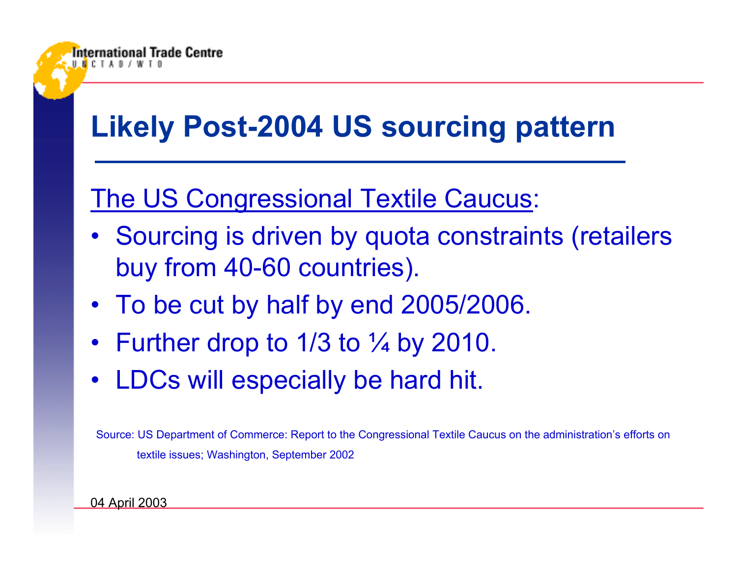# Likely Post-2004 US sourcing pattern

The US Congressional Textile Caucus:

- Sourcing is driven by quota constraints (retailers buy from 40-60 countries).
- To be cut by half by end 2005/2006.
- Further drop to 1/3 to ¼ by 2010.
- LDCs will especially be hard hit.

Source: US Department of Commerce: Report to the Congressional Textile Caucus on the administration's efforts on textile issues; Washington, September 2002

04 April 2003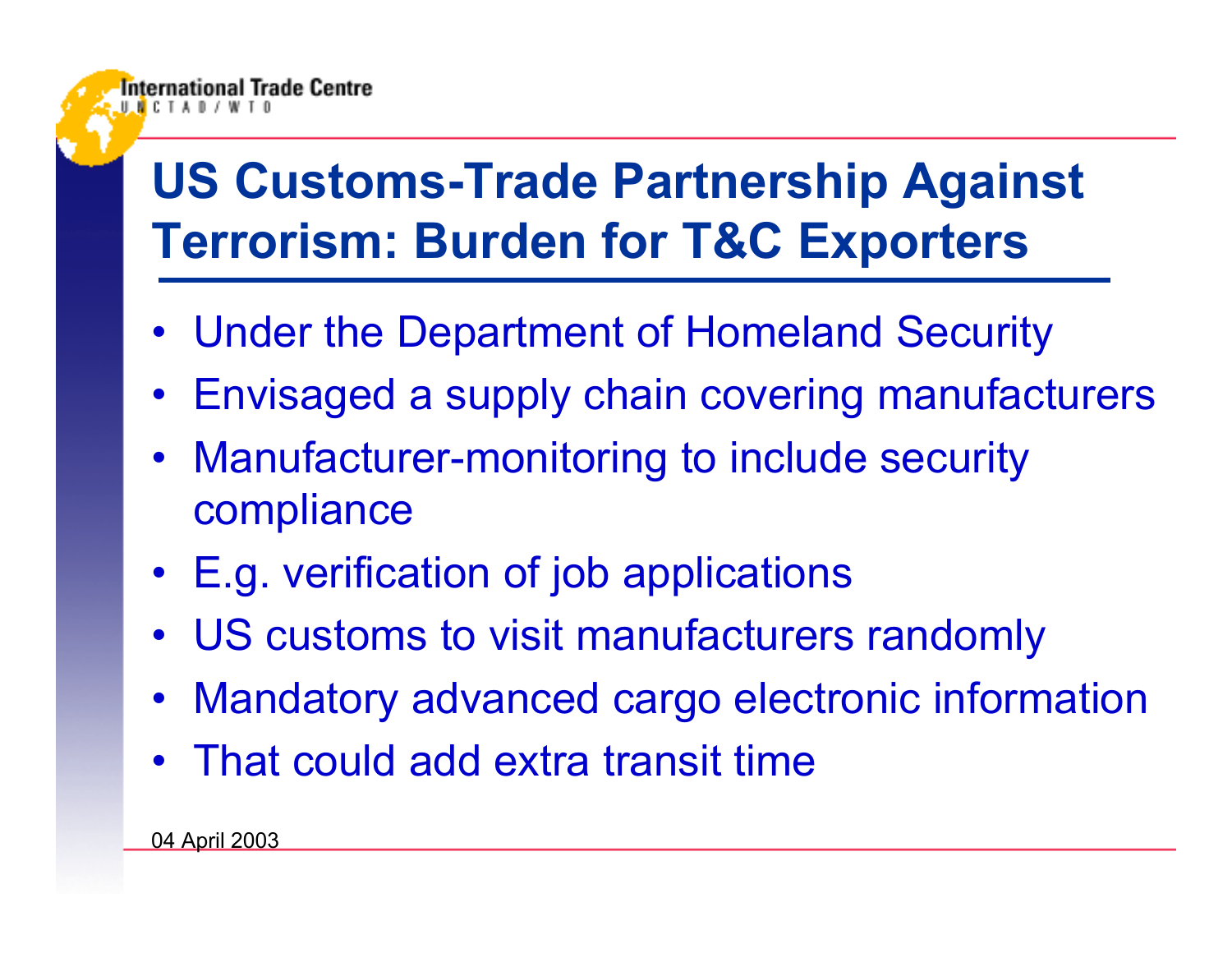## US Customs-Trade Partnership Against Terrorism: Burden for T&C Exporters

- Under the Department of Homeland Security
- Envisaged a supply chain covering manufacturers
- Manufacturer-monitoring to include security compliance
- E.g. verification of job applications
- US customs to visit manufacturers randomly
- Mandatory advanced cargo electronic information
- That could add extra transit time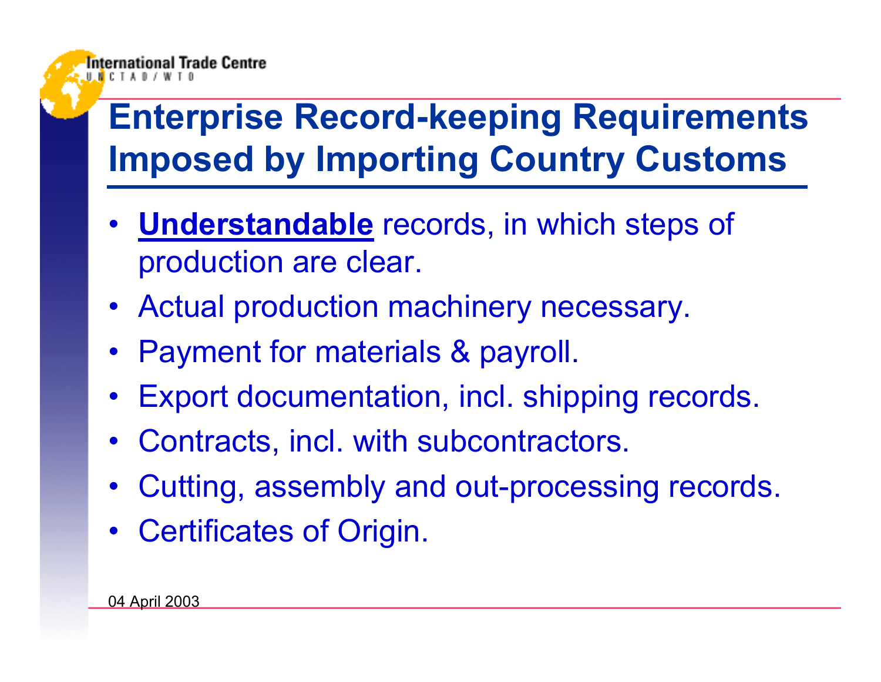# Enterprise Record-keeping Requirements Imposed by Importing Country Customs

- **Understandable** records, in which steps of production are clear.
- Actual production machinery necessary.
- Payment for materials & payroll.
- Export documentation, incl. shipping records.
- Contracts, incl. with subcontractors.
- Cutting, assembly and out-processing records.
- Certificates of Origin.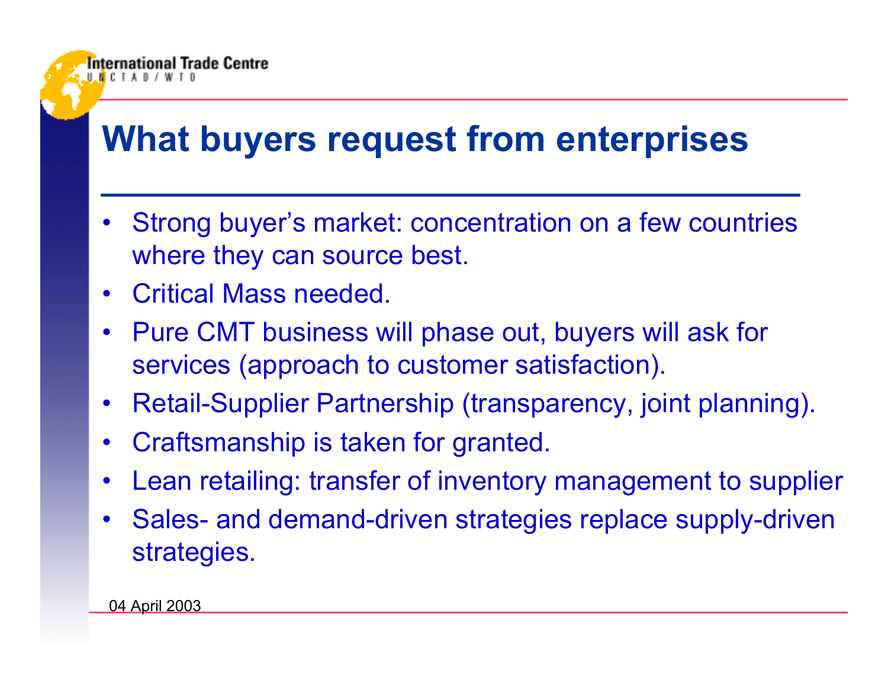# What buyers request from enterprises

- Strong buyer's market: concentration on a few countries where they can source best.
- Critical Mass needed.
- Pure CMT business will phase out, buyers will ask for services (approach to customer satisfaction).
- Retail-Supplier Partnership (transparency, joint planning).
- Craftsmanship is taken for granted.
- Lean retailing: transfer of inventory management to supplier
- Sales- and demand-driven strategies replace supply-driven strategies.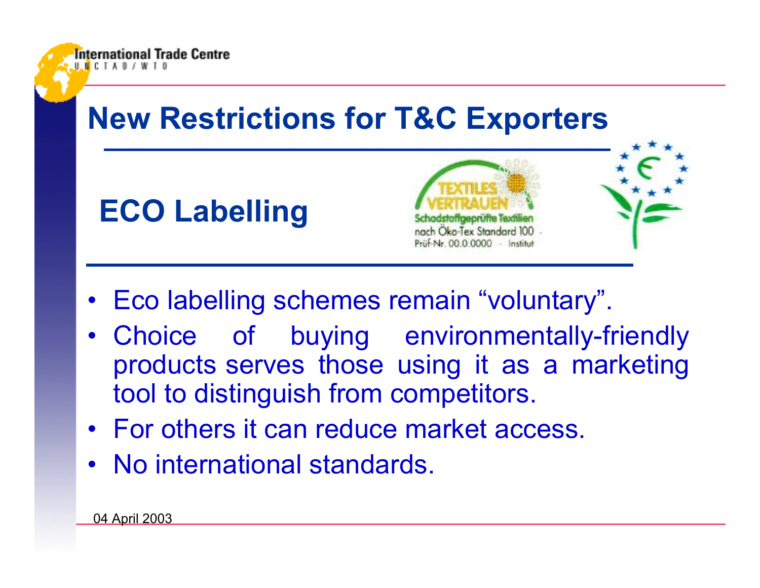# New Restrictions for T&C Exporters

## ECO Labelling

- Eco labelling schemes remain “voluntary”.
- Choice of buying environmentally-friendly products serves those using it as a marketing tool to distinguish from competitors.
- For others it can reduce market access.
- No international standards.

04 April 2003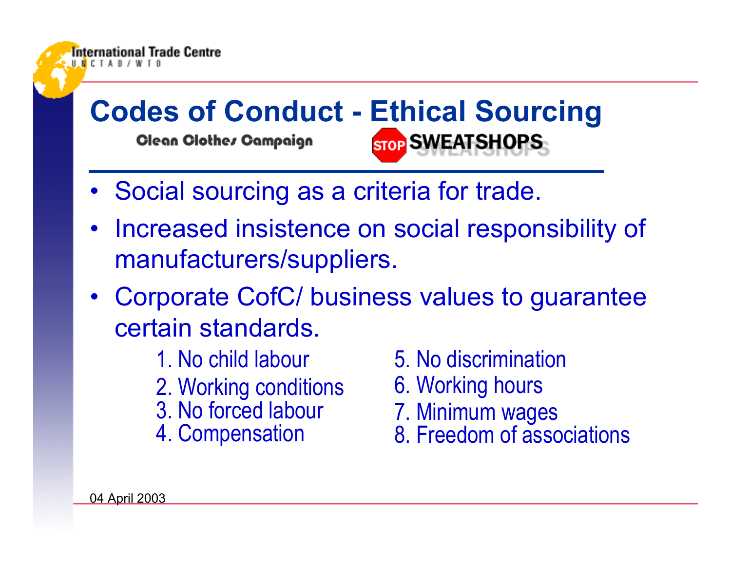# Codes of Conduct - Ethical Sourcing

Clean Clothes Campaign     STOP SWEATSHOPS

- Social sourcing as a criteria for trade.
- Increased insistence on social responsibility of manufacturers/suppliers.
- Corporate CofC/ business values to guarantee certain standards.

1. No child labour
2. Working conditions
3. No forced labour
4. Compensation
5. No discrimination
6. Working hours
7. Minimum wages
8. Freedom of associations

04 April 2003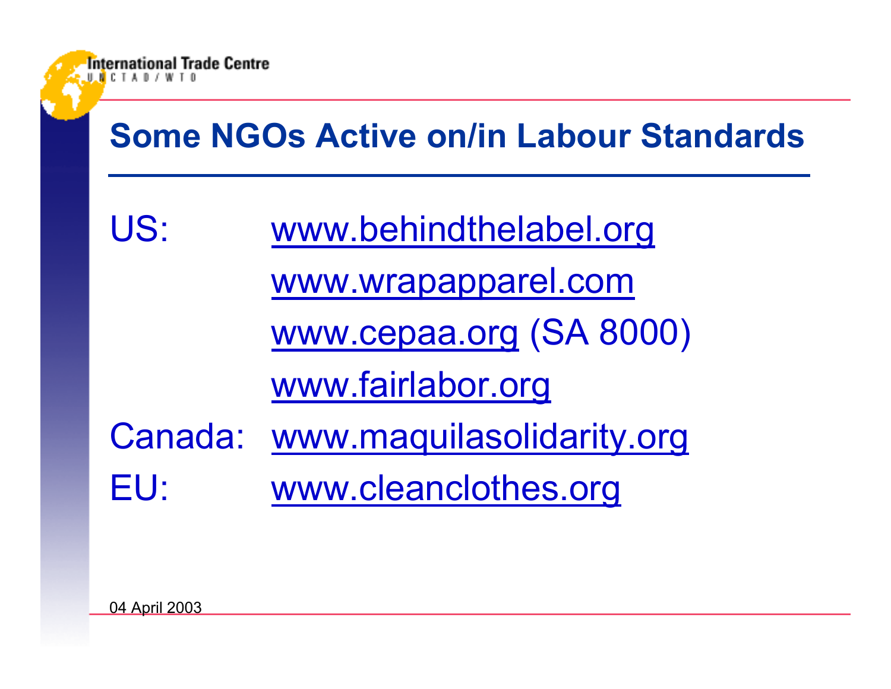## Some NGOs Active on/in Labour Standards

US:
- www.behindthelabel.org
- www.wrapapparel.com
- www.cepaa.org (SA 8000)
- www.fairlabor.org

Canada:
- www.maquilasolidarity.org

EU:
- www.cleanclothes.org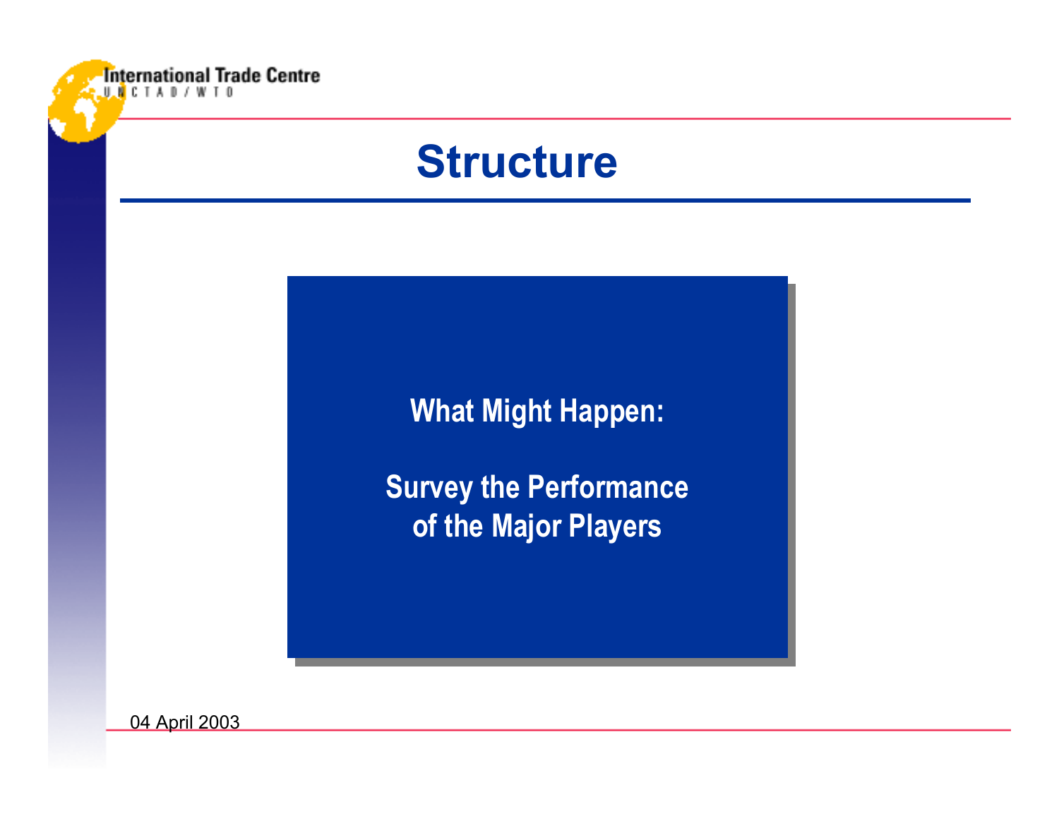# Structure

**What Might Happen:**

**Survey the Performance of the Major Players**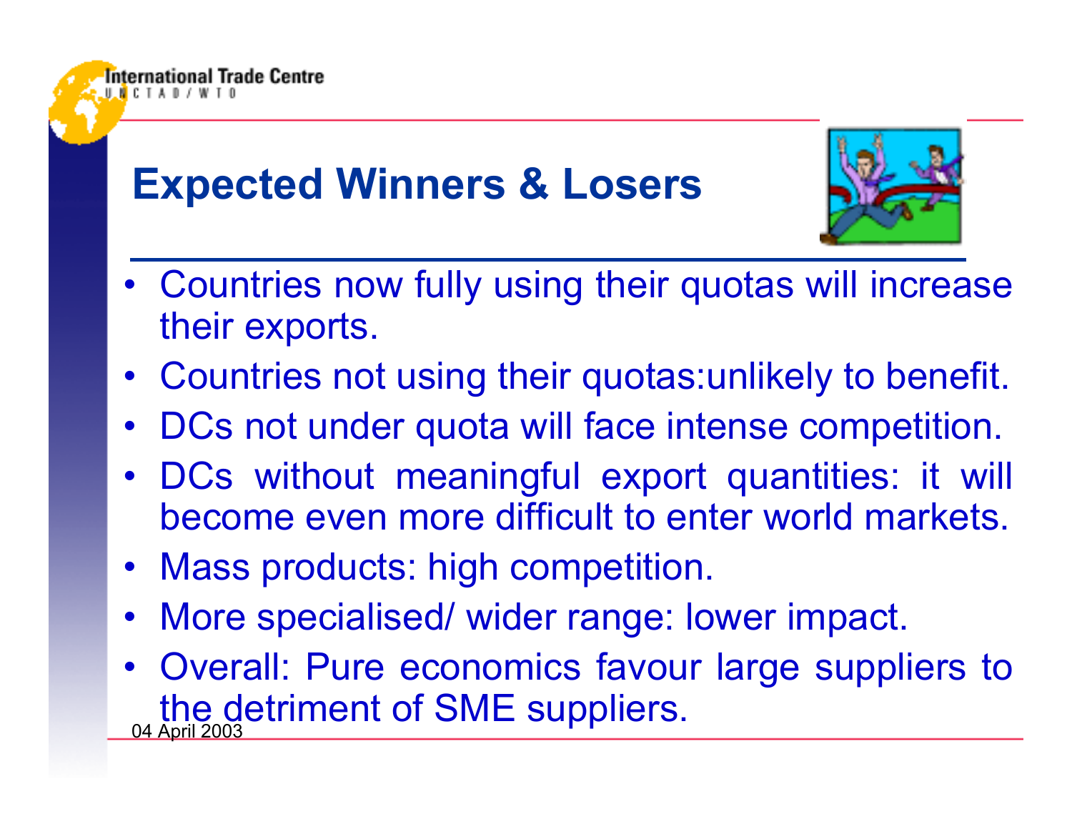# Expected Winners & Losers

- Countries now fully using their quotas will increase their exports.
- Countries not using their quotas:unlikely to benefit.
- DCs not under quota will face intense competition.
- DCs without meaningful export quantities: it will become even more difficult to enter world markets.
- Mass products: high competition.
- More specialised/ wider range: lower impact.
- Overall: Pure economics favour large suppliers to the detriment of SME suppliers.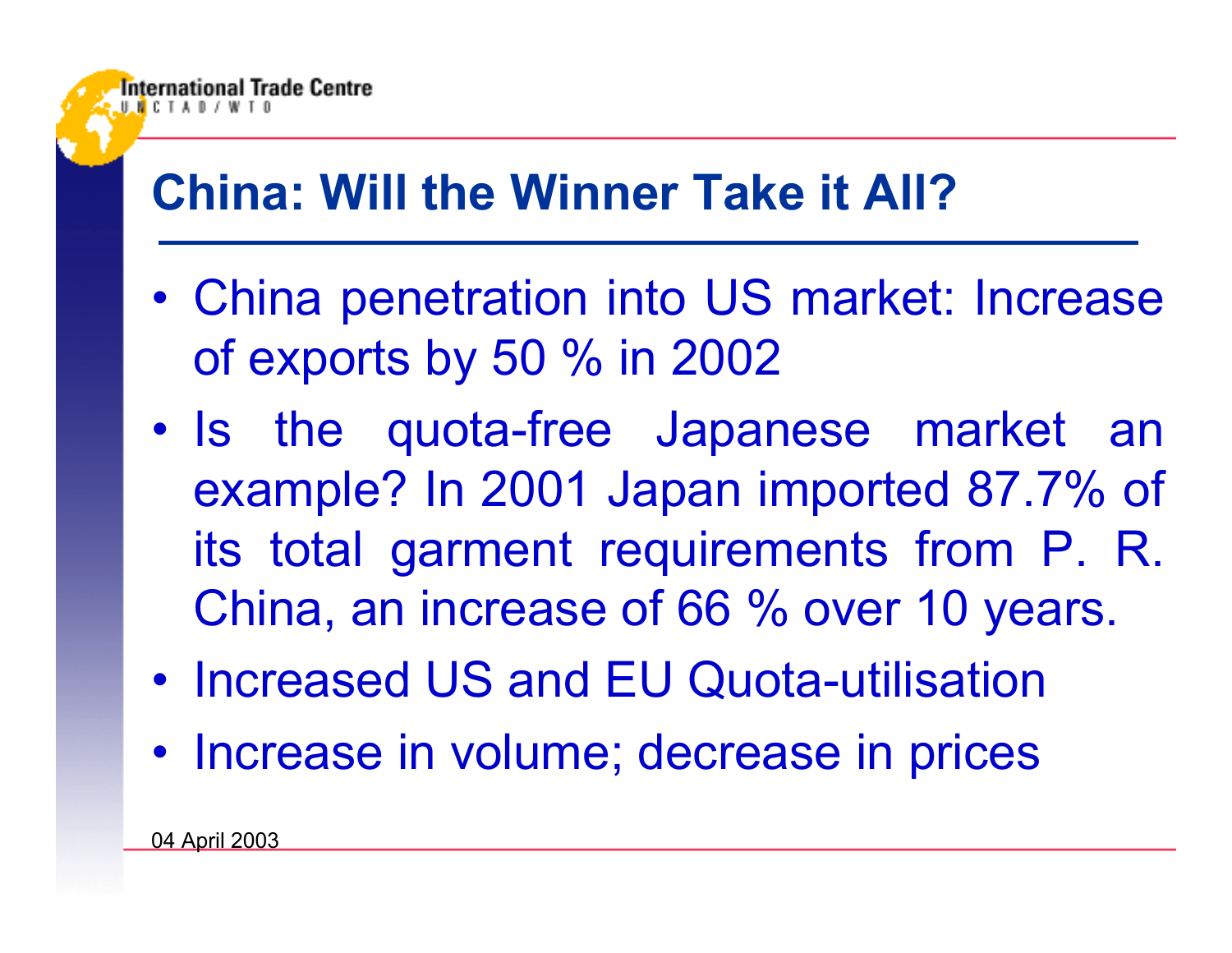# China: Will the Winner Take it All?

- China penetration into US market: Increase of exports by 50 % in 2002
- Is the quota-free Japanese market an example? In 2001 Japan imported 87.7% of its total garment requirements from P. R. China, an increase of 66 % over 10 years.
- Increased US and EU Quota-utilisation
- Increase in volume; decrease in prices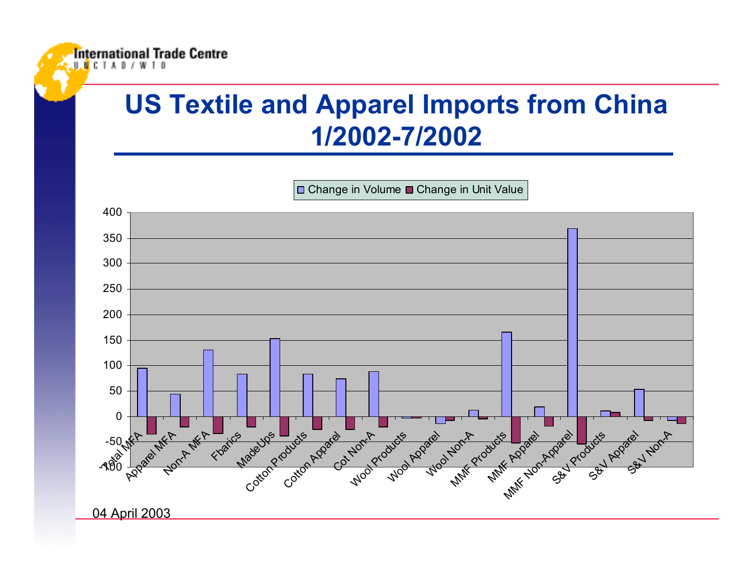# US Textile and Apparel Imports from China 1/2002-7/2002

Change in Volume | Change in Unit Value

400, 350, 300, 250, 200, 150, 100, 50, 0, -50, -100

Total MFA, Apparel MFA, Non-A MFA, Fbarics, MadeUps, Cotton Products, Cotton Apparel, Cot Non-A, Wool Products, Wool Apparel, Wool Non-A, MMF Products, MMF Apparel, MMF Non-Apparel, S&V Products, S&V Apparel, S&V Non-A

04 April 2003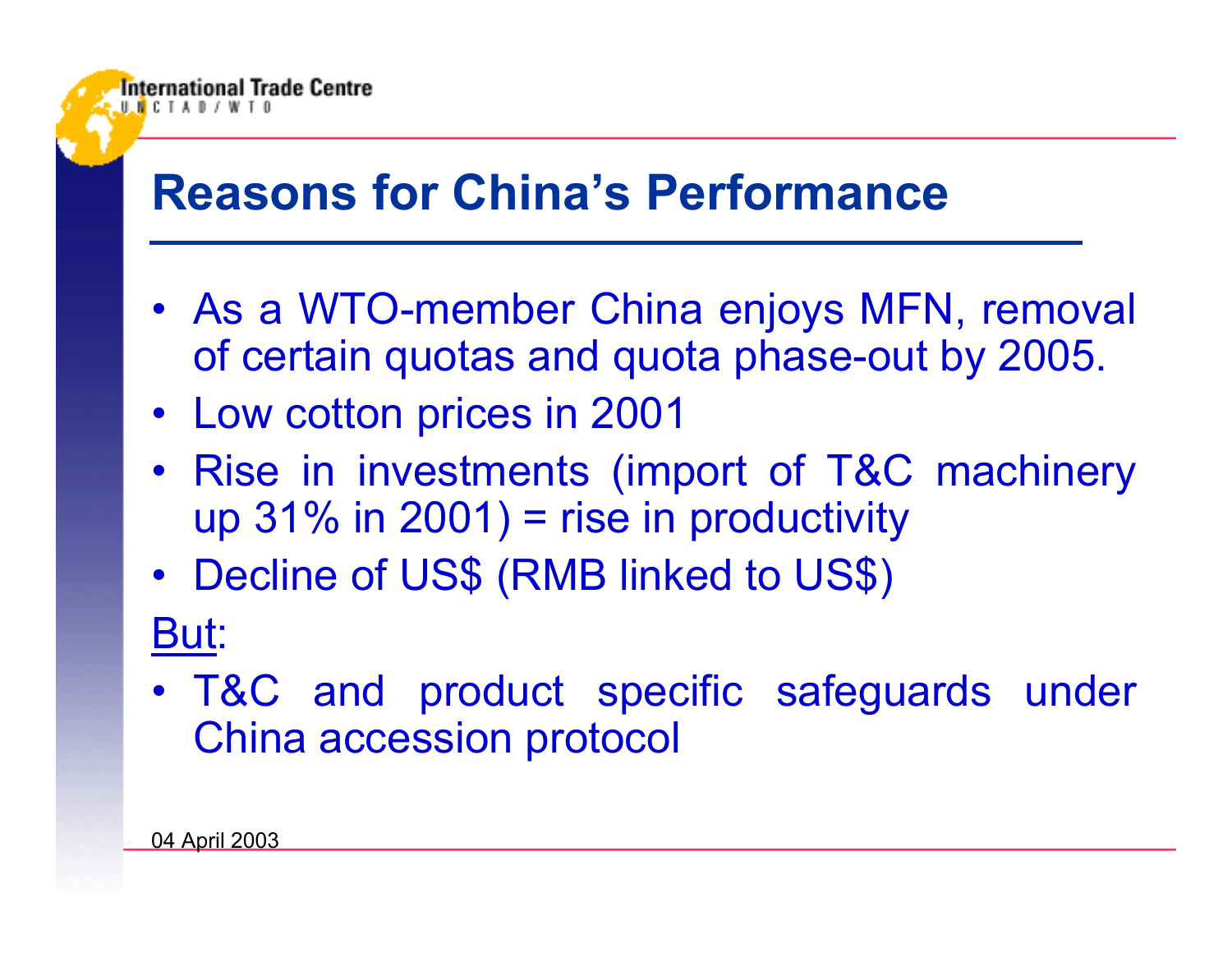# Reasons for China's Performance

- As a WTO-member China enjoys MFN, removal of certain quotas and quota phase-out by 2005.
- Low cotton prices in 2001
- Rise in investments (import of T&C machinery up 31% in 2001) = rise in productivity
- Decline of US$ (RMB linked to US$)

<u>But</u>:

- T&C and product specific safeguards under China accession protocol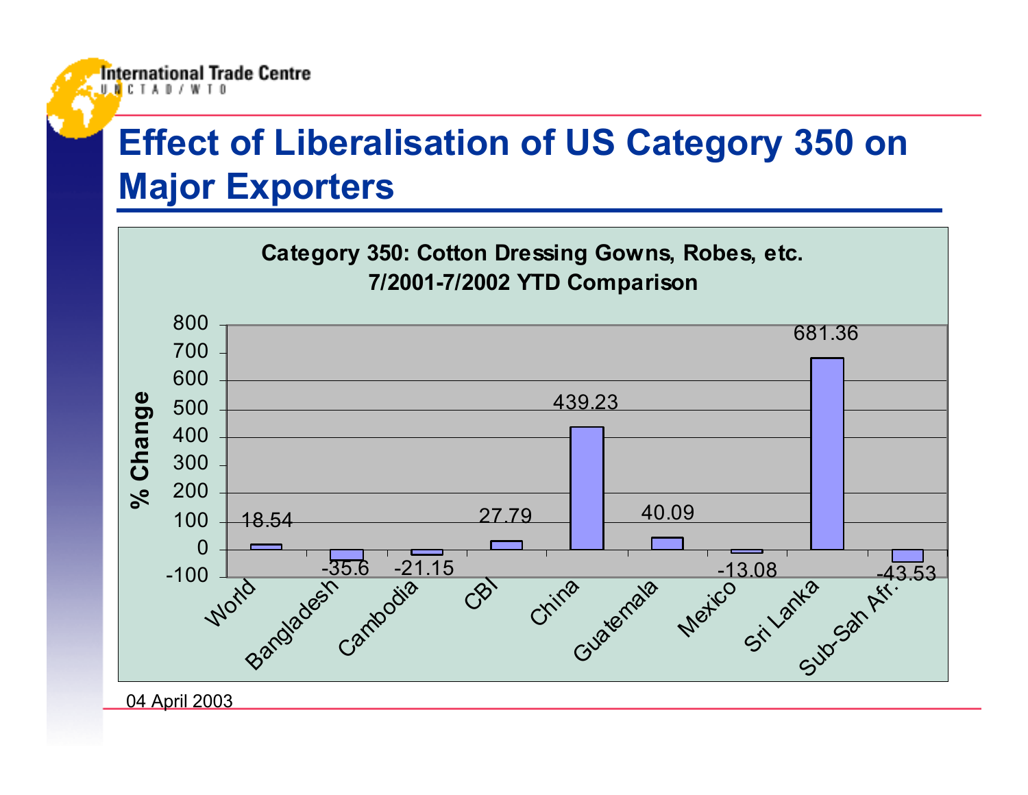# Effect of Liberalisation of US Category 350 on Major Exporters

**Category 350: Cotton Dressing Gowns, Robes, etc.**
**7/2001-7/2002 YTD Comparison**

| | % Change |
|---|---|
| World | 18.54 |
| Bangladesh | -35.6 |
| Cambodia | -21.15 |
| CBI | 27.79 |
| China | 439.23 |
| Guatemala | 40.09 |
| Mexico | -13.08 |
| Sri Lanka | 681.36 |
| Sub-Sah Afr. | -43.53 |

04 April 2003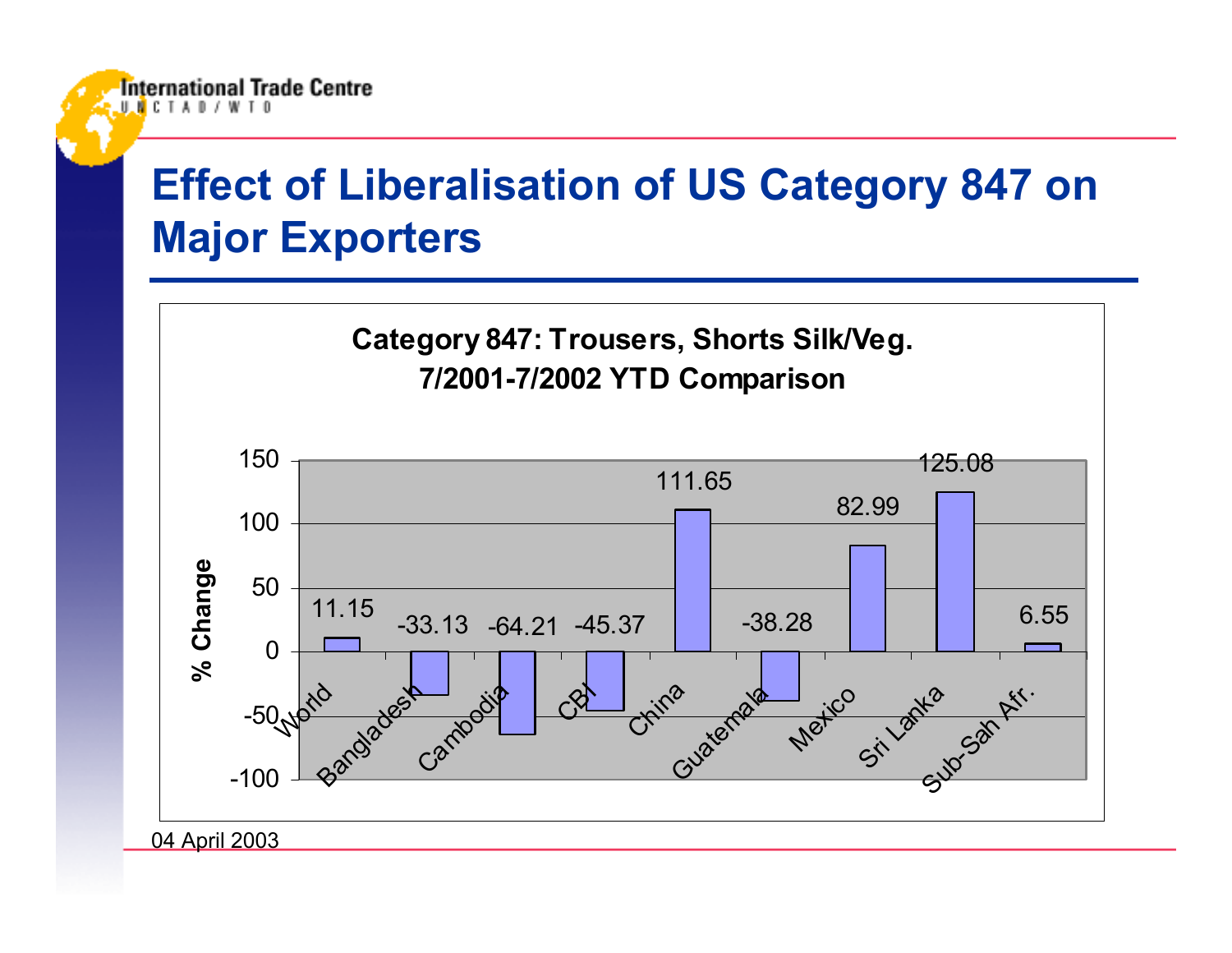# Effect of Liberalisation of US Category 847 on Major Exporters

**Category 847: Trousers, Shorts Silk/Veg. 7/2001-7/2002 YTD Comparison**

| Exporter | % Change |
|---|---|
| World | 11.15 |
| Bangladesh | -33.13 |
| Cambodia | -64.21 |
| CBI | -45.37 |
| China | 111.65 |
| Guatemala | -38.28 |
| Mexico | 82.99 |
| Sri Lanka | 125.08 |
| Sub-Sah Afr. | 6.55 |

04 April 2003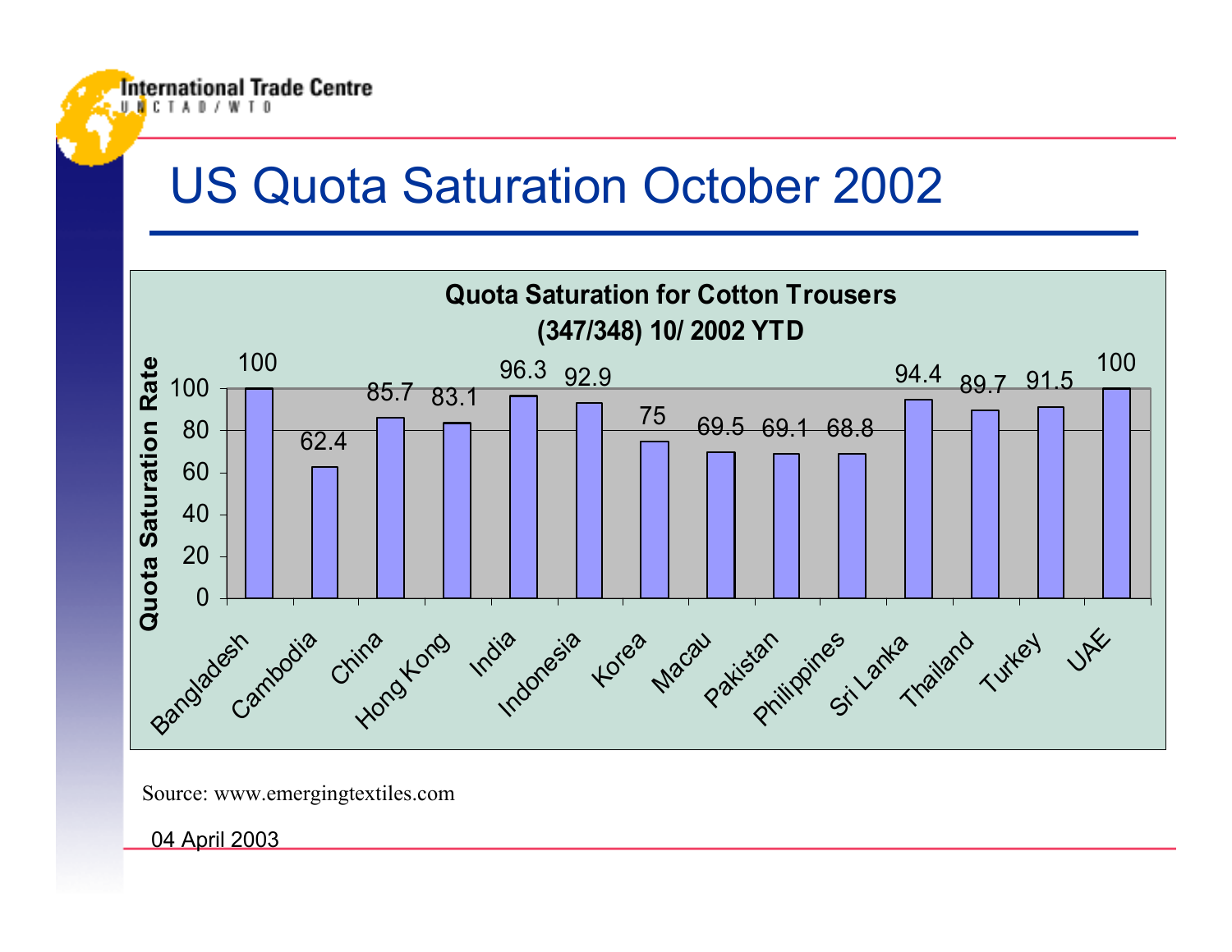# US Quota Saturation October 2002

**Quota Saturation for Cotton Trousers (347/348) 10/ 2002 YTD**

| Country | Quota Saturation Rate |
| --- | --- |
| Bangladesh | 100 |
| Cambodia | 62.4 |
| China | 85.7 |
| Hong Kong | 83.1 |
| India | 96.3 |
| Indonesia | 92.9 |
| Korea | 75 |
| Macau | 69.5 |
| Pakistan | 69.1 |
| Philippines | 68.8 |
| Sri Lanka | 94.4 |
| Thailand | 89.7 |
| Turkey | 91.5 |
| UAE | 100 |

Source: www.emergingtextiles.com

04 April 2003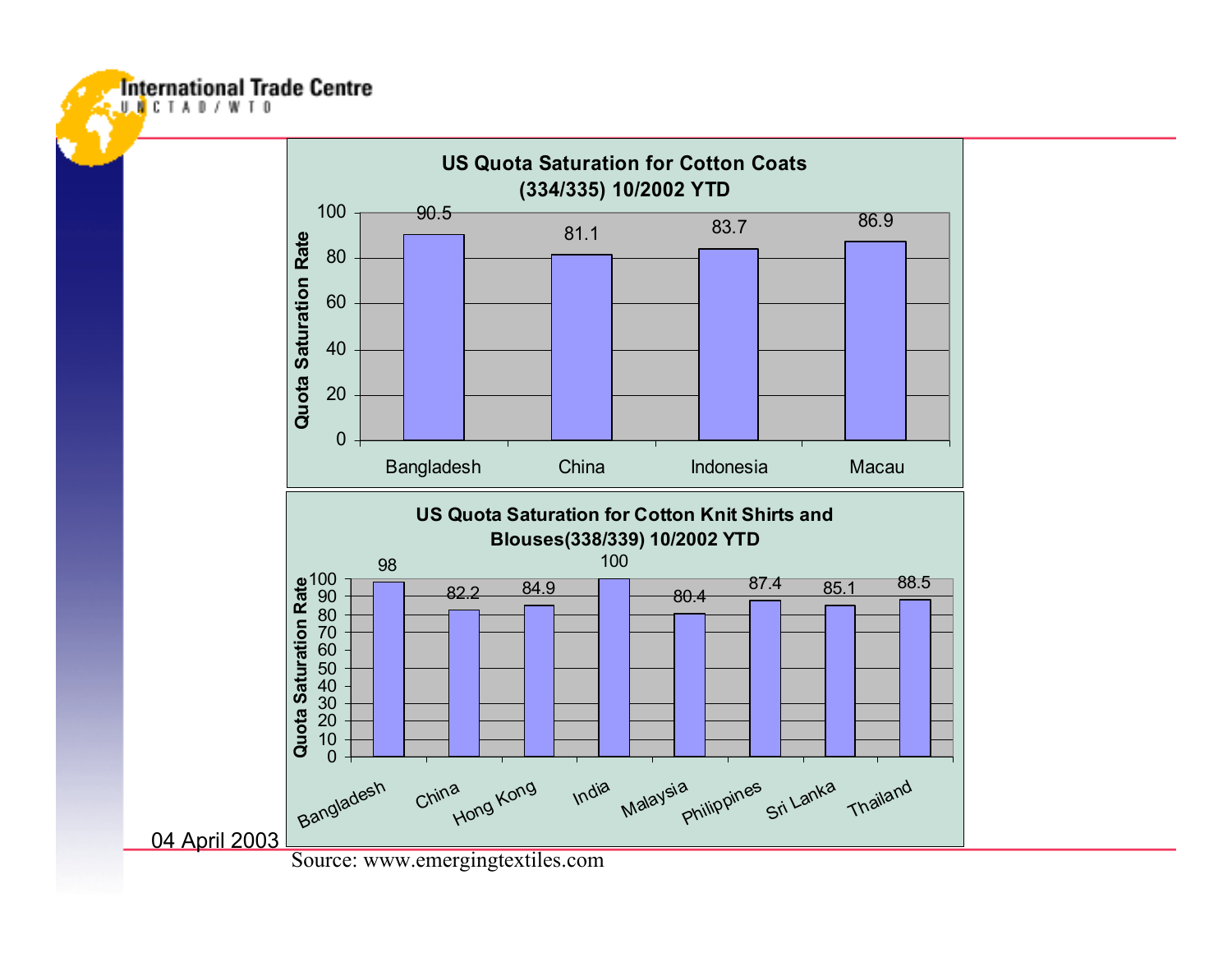## US Quota Saturation for Cotton Coats (334/335) 10/2002 YTD

| Country | Quota Saturation Rate |
|---|---|
| Bangladesh | 90.5 |
| China | 81.1 |
| Indonesia | 83.7 |
| Macau | 86.9 |

## US Quota Saturation for Cotton Knit Shirts and Blouses(338/339) 10/2002 YTD

| Country | Quota Saturation Rate |
|---|---|
| Bangladesh | 98 |
| China | 82.2 |
| Hong Kong | 84.9 |
| India | 100 |
| Malaysia | 80.4 |
| Philippines | 87.4 |
| Sri Lanka | 85.1 |
| Thailand | 88.5 |

Source: www.emergingtextiles.com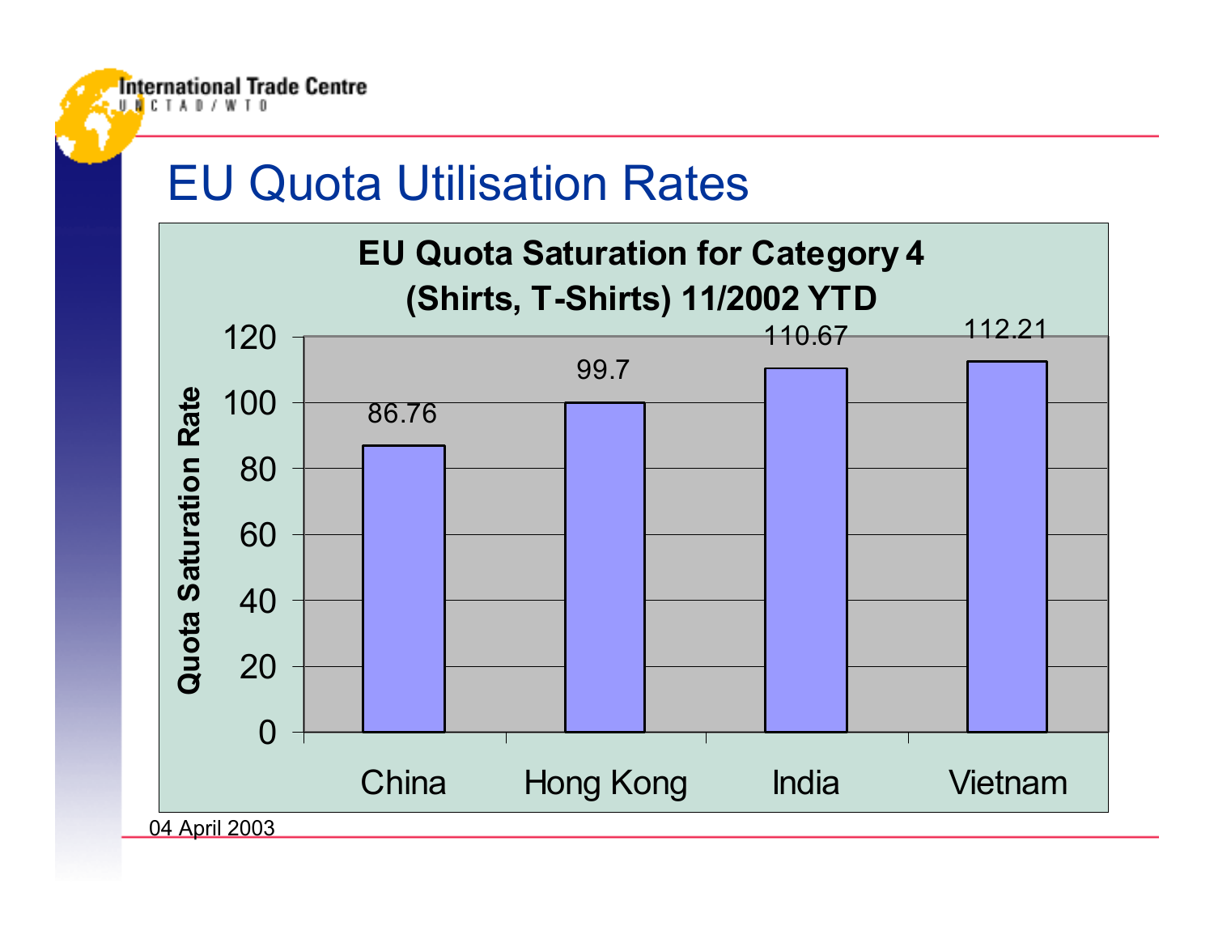# EU Quota Utilisation Rates

**EU Quota Saturation for Category 4 (Shirts, T-Shirts) 11/2002 YTD**

| Country | Quota Saturation Rate |
| --- | --- |
| China | 86.76 |
| Hong Kong | 99.7 |
| India | 110.67 |
| Vietnam | 112.21 |

04 April 2003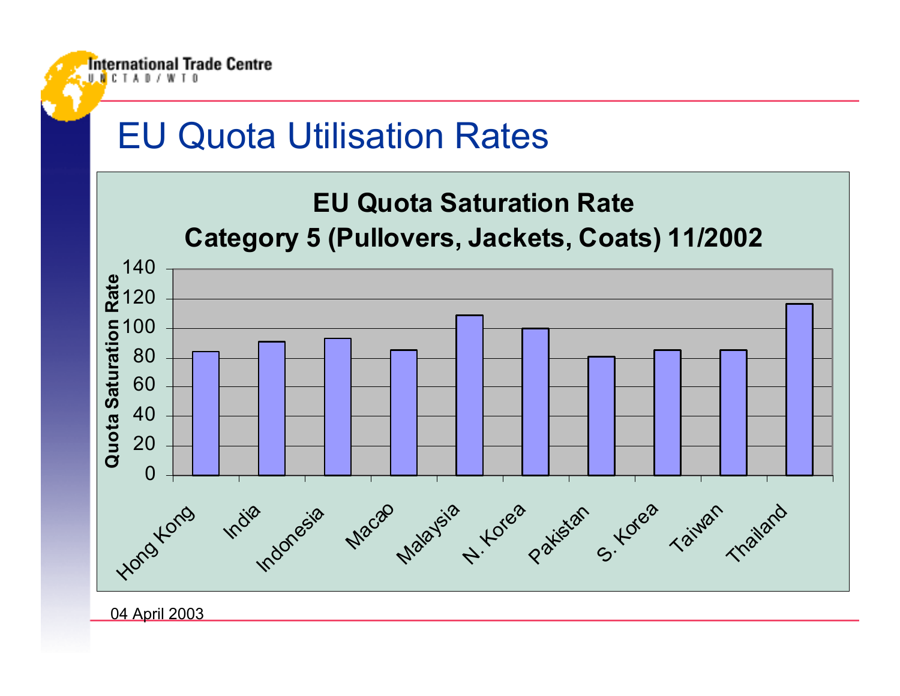# EU Quota Utilisation Rates

**EU Quota Saturation Rate**
**Category 5 (Pullovers, Jackets, Coats) 11/2002**

| Country | Quota Saturation Rate (approx.) |
|---|---|
| Hong Kong | 84 |
| India | 91 |
| Indonesia | 93 |
| Macao | 85 |
| Malaysia | 109 |
| N. Korea | 100 |
| Pakistan | 81 |
| S. Korea | 85 |
| Taiwan | 85 |
| Thailand | 117 |

04 April 2003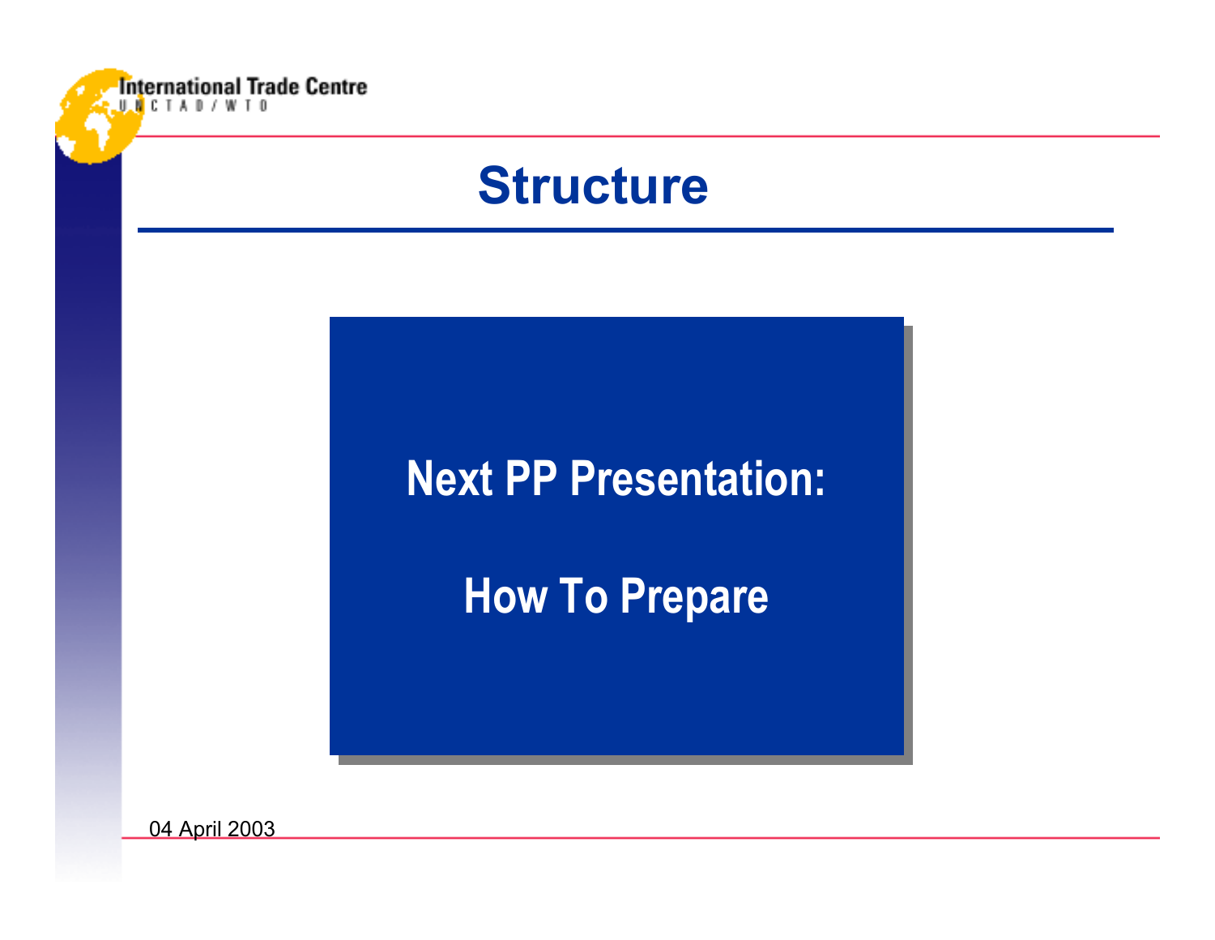# Structure

**Next PP Presentation:**

**How To Prepare**

04 April 2003